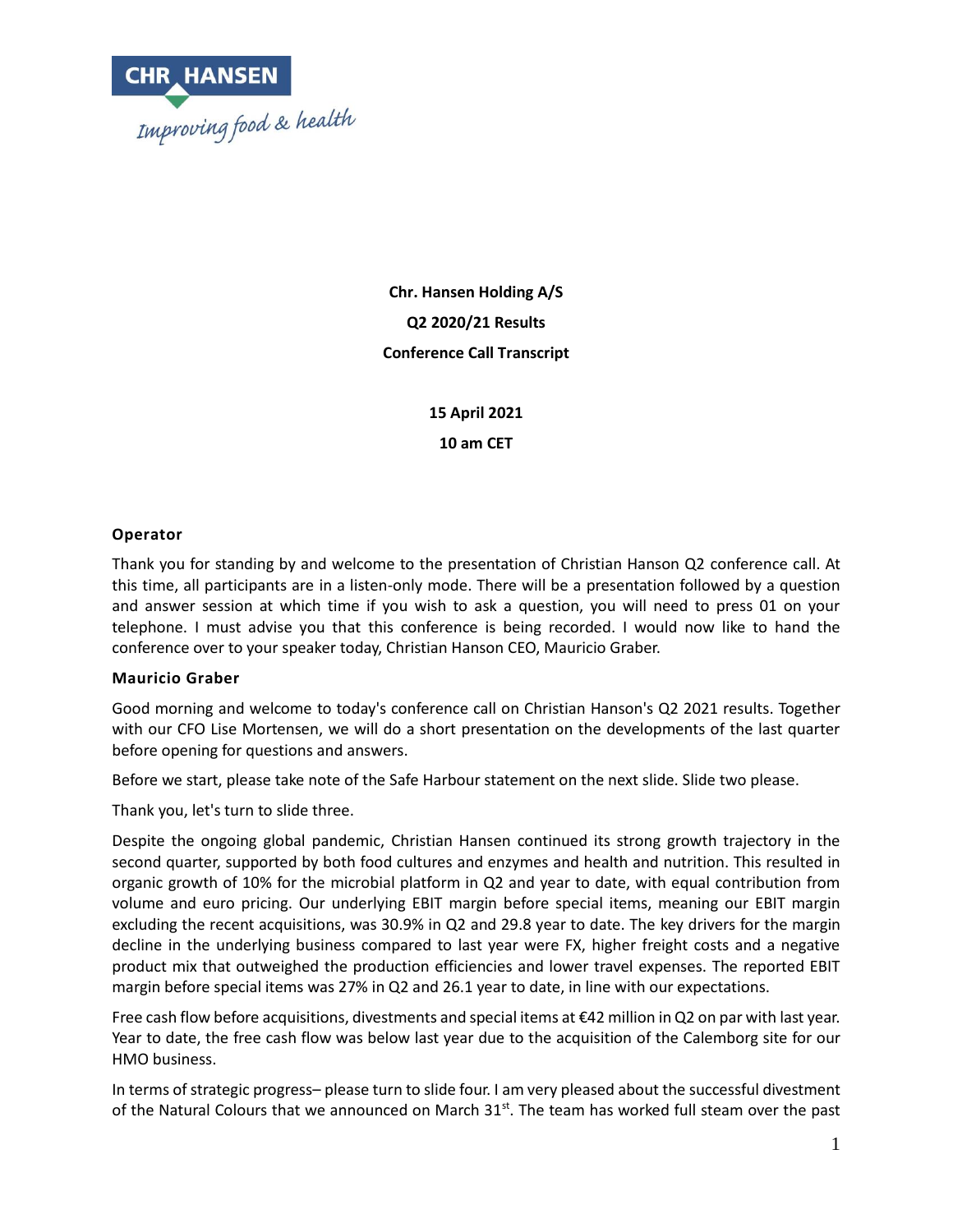CHR HANSEN

Improving food & health

**Chr. Hansen Holding A/S**

**Q2 2020/21 Results**

**Conference Call Transcript**

**15 April 2021**

**10 am CET**

**Operator**

Thank you for standing by and welcome to the presentation of Christian Hanson Q2 conference call. At this time, all participants are in a listen-only mode. There will be a presentation followed by a question and answer session at which time if you wish to ask a question, you will need to press 01 on your telephone. I must advise you that this conference is being recorded. I would now like to hand the conference over to your speaker today, Christian Hanson CEO, Mauricio Graber.

**Mauricio Graber**

Good morning and welcome to today's conference call on Christian Hanson's Q2 2021 results. Together with our CFO Lise Mortensen, we will do a short presentation on the developments of the last quarter before opening for questions and answers.

Before we start, please take note of the Safe Harbour statement on the next slide. Slide two please.

Thank you, let's turn to slide three.

Despite the ongoing global pandemic, Christian Hansen continued its strong growth trajectory in the second quarter, supported by both food cultures and enzymes and health and nutrition. This resulted in organic growth of 10% for the microbial platform in Q2 and year to date, with equal contribution from volume and euro pricing. Our underlying EBIT margin before special items, meaning our EBIT margin excluding the recent acquisitions, was 30.9% in Q2 and 29.8 year to date. The key drivers for the margin decline in the underlying business compared to last year were FX, higher freight costs and a negative product mix that outweighed the production efficiencies and lower travel expenses. The reported EBIT margin before special items was 27% in Q2 and 26.1 year to date, in line with our expectations.

Free cash flow before acquisitions, divestments and special items at €42 million in Q2 on par with last year. Year to date, the free cash flow was below last year due to the acquisition of the Calemborg site for our HMO business.

In terms of strategic progress– please turn to slide four. I am very pleased about the successful divestment of the Natural Colours that we announced on March 31st. The team has worked full steam over the past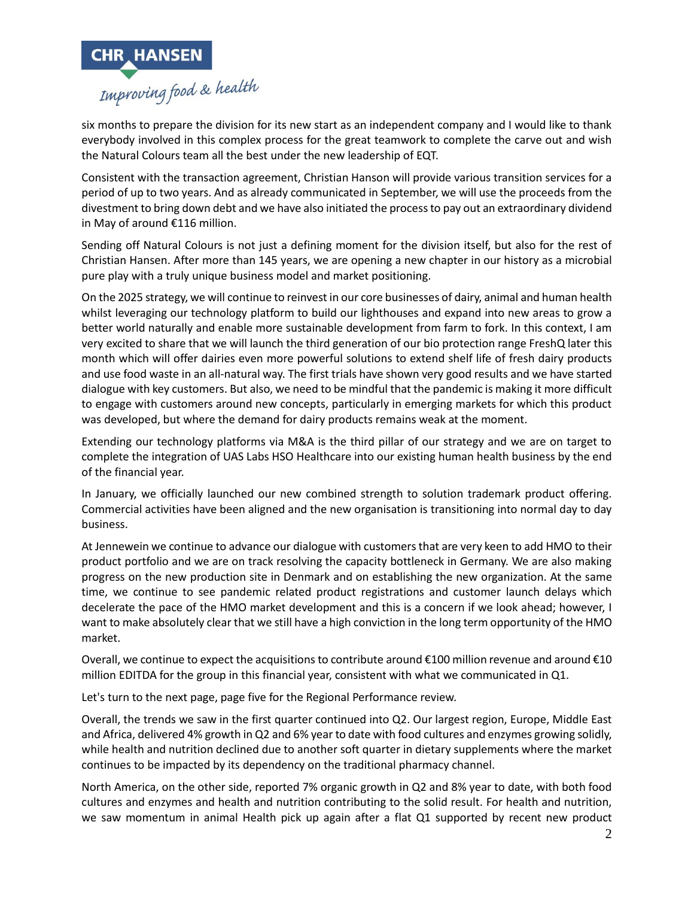six months to prepare the division for its new start as an independent company and I would like to thank everybody involved in this complex process for the great teamwork to complete the carve out and wish the Natural Colours team all the best under the new leadership of EQT.

Consistent with the transaction agreement, Christian Hanson will provide various transition services for a period of up to two years. And as already communicated in September, we will use the proceeds from the divestment to bring down debt and we have also initiated the process to pay out an extraordinary dividend in May of around €116 million.

Sending off Natural Colours is not just a defining moment for the division itself, but also for the rest of Christian Hansen. After more than 145 years, we are opening a new chapter in our history as a microbial pure play with a truly unique business model and market positioning.

On the 2025 strategy, we will continue to reinvest in our core businesses of dairy, animal and human health whilst leveraging our technology platform to build our lighthouses and expand into new areas to grow a better world naturally and enable more sustainable development from farm to fork. In this context, I am very excited to share that we will launch the third generation of our bio protection range FreshQ later this month which will offer dairies even more powerful solutions to extend shelf life of fresh dairy products and use food waste in an all-natural way. The first trials have shown very good results and we have started dialogue with key customers. But also, we need to be mindful that the pandemic is making it more difficult to engage with customers around new concepts, particularly in emerging markets for which this product was developed, but where the demand for dairy products remains weak at the moment.

Extending our technology platforms via M&A is the third pillar of our strategy and we are on target to complete the integration of UAS Labs HSO Healthcare into our existing human health business by the end of the financial year.

In January, we officially launched our new combined strength to solution trademark product offering. Commercial activities have been aligned and the new organisation is transitioning into normal day to day business.

At Jennewein we continue to advance our dialogue with customers that are very keen to add HMO to their product portfolio and we are on track resolving the capacity bottleneck in Germany. We are also making progress on the new production site in Denmark and on establishing the new organization. At the same time, we continue to see pandemic related product registrations and customer launch delays which decelerate the pace of the HMO market development and this is a concern if we look ahead; however, I want to make absolutely clear that we still have a high conviction in the long term opportunity of the HMO market.

Overall, we continue to expect the acquisitions to contribute around €100 million revenue and around €10 million EDITDA for the group in this financial year, consistent with what we communicated in Q1.

Let's turn to the next page, page five for the Regional Performance review.

Overall, the trends we saw in the first quarter continued into Q2. Our largest region, Europe, Middle East and Africa, delivered 4% growth in Q2 and 6% year to date with food cultures and enzymes growing solidly, while health and nutrition declined due to another soft quarter in dietary supplements where the market continues to be impacted by its dependency on the traditional pharmacy channel.

North America, on the other side, reported 7% organic growth in Q2 and 8% year to date, with both food cultures and enzymes and health and nutrition contributing to the solid result. For health and nutrition, we saw momentum in animal Health pick up again after a flat Q1 supported by recent new product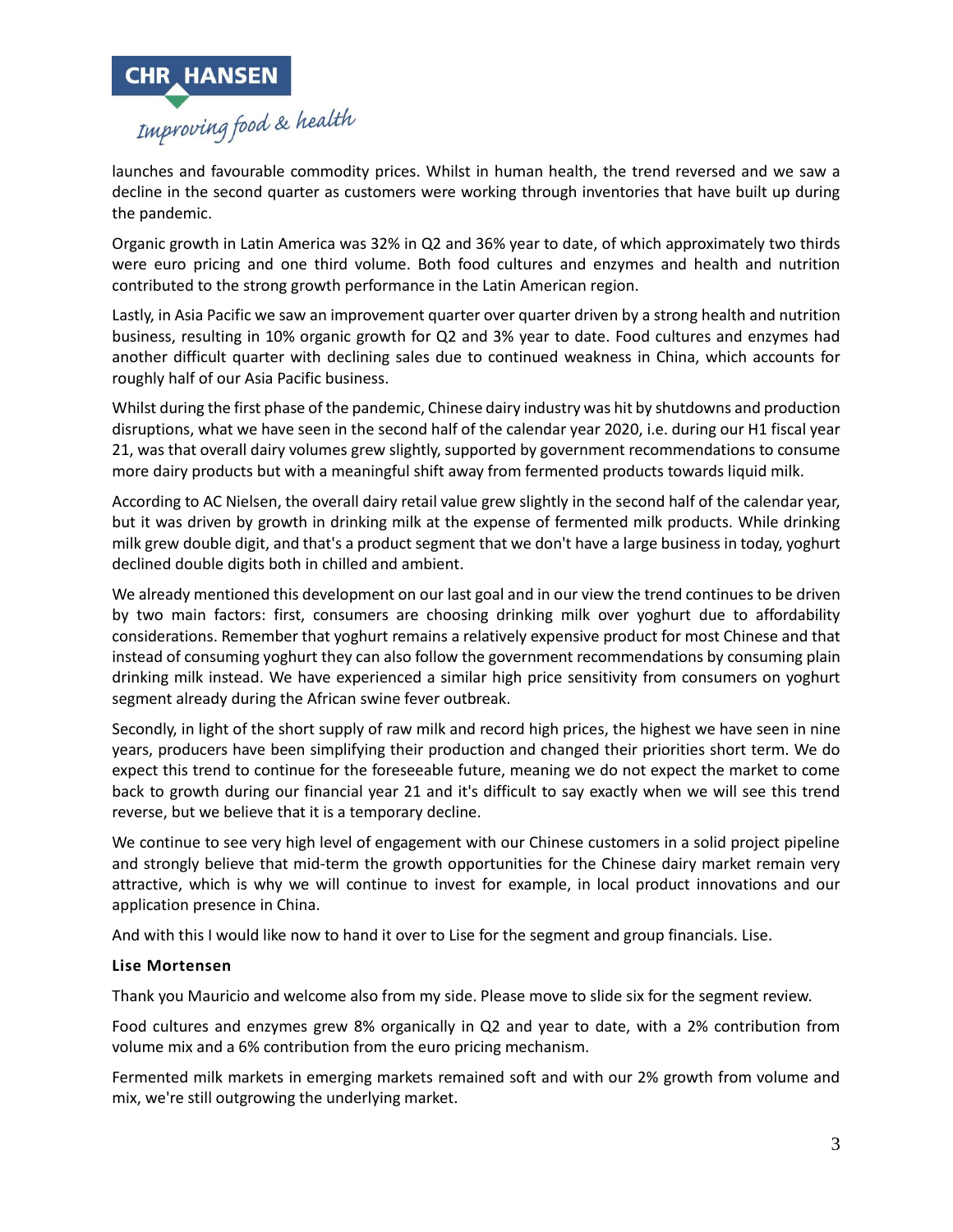launches and favourable commodity prices. Whilst in human health, the trend reversed and we saw a decline in the second quarter as customers were working through inventories that have built up during the pandemic.

Organic growth in Latin America was 32% in Q2 and 36% year to date, of which approximately two thirds were euro pricing and one third volume. Both food cultures and enzymes and health and nutrition contributed to the strong growth performance in the Latin American region.

Lastly, in Asia Pacific we saw an improvement quarter over quarter driven by a strong health and nutrition business, resulting in 10% organic growth for Q2 and 3% year to date. Food cultures and enzymes had another difficult quarter with declining sales due to continued weakness in China, which accounts for roughly half of our Asia Pacific business.

Whilst during the first phase of the pandemic, Chinese dairy industry was hit by shutdowns and production disruptions, what we have seen in the second half of the calendar year 2020, i.e. during our H1 fiscal year 21, was that overall dairy volumes grew slightly, supported by government recommendations to consume more dairy products but with a meaningful shift away from fermented products towards liquid milk.

According to AC Nielsen, the overall dairy retail value grew slightly in the second half of the calendar year, but it was driven by growth in drinking milk at the expense of fermented milk products. While drinking milk grew double digit, and that's a product segment that we don't have a large business in today, yoghurt declined double digits both in chilled and ambient.

We already mentioned this development on our last goal and in our view the trend continues to be driven by two main factors: first, consumers are choosing drinking milk over yoghurt due to affordability considerations. Remember that yoghurt remains a relatively expensive product for most Chinese and that instead of consuming yoghurt they can also follow the government recommendations by consuming plain drinking milk instead. We have experienced a similar high price sensitivity from consumers on yoghurt segment already during the African swine fever outbreak.

Secondly, in light of the short supply of raw milk and record high prices, the highest we have seen in nine years, producers have been simplifying their production and changed their priorities short term. We do expect this trend to continue for the foreseeable future, meaning we do not expect the market to come back to growth during our financial year 21 and it's difficult to say exactly when we will see this trend reverse, but we believe that it is a temporary decline.

We continue to see very high level of engagement with our Chinese customers in a solid project pipeline and strongly believe that mid-term the growth opportunities for the Chinese dairy market remain very attractive, which is why we will continue to invest for example, in local product innovations and our application presence in China.

And with this I would like now to hand it over to Lise for the segment and group financials. Lise.

**Lise Mortensen**

Thank you Mauricio and welcome also from my side. Please move to slide six for the segment review.

Food cultures and enzymes grew 8% organically in Q2 and year to date, with a 2% contribution from volume mix and a 6% contribution from the euro pricing mechanism.

Fermented milk markets in emerging markets remained soft and with our 2% growth from volume and mix, we're still outgrowing the underlying market.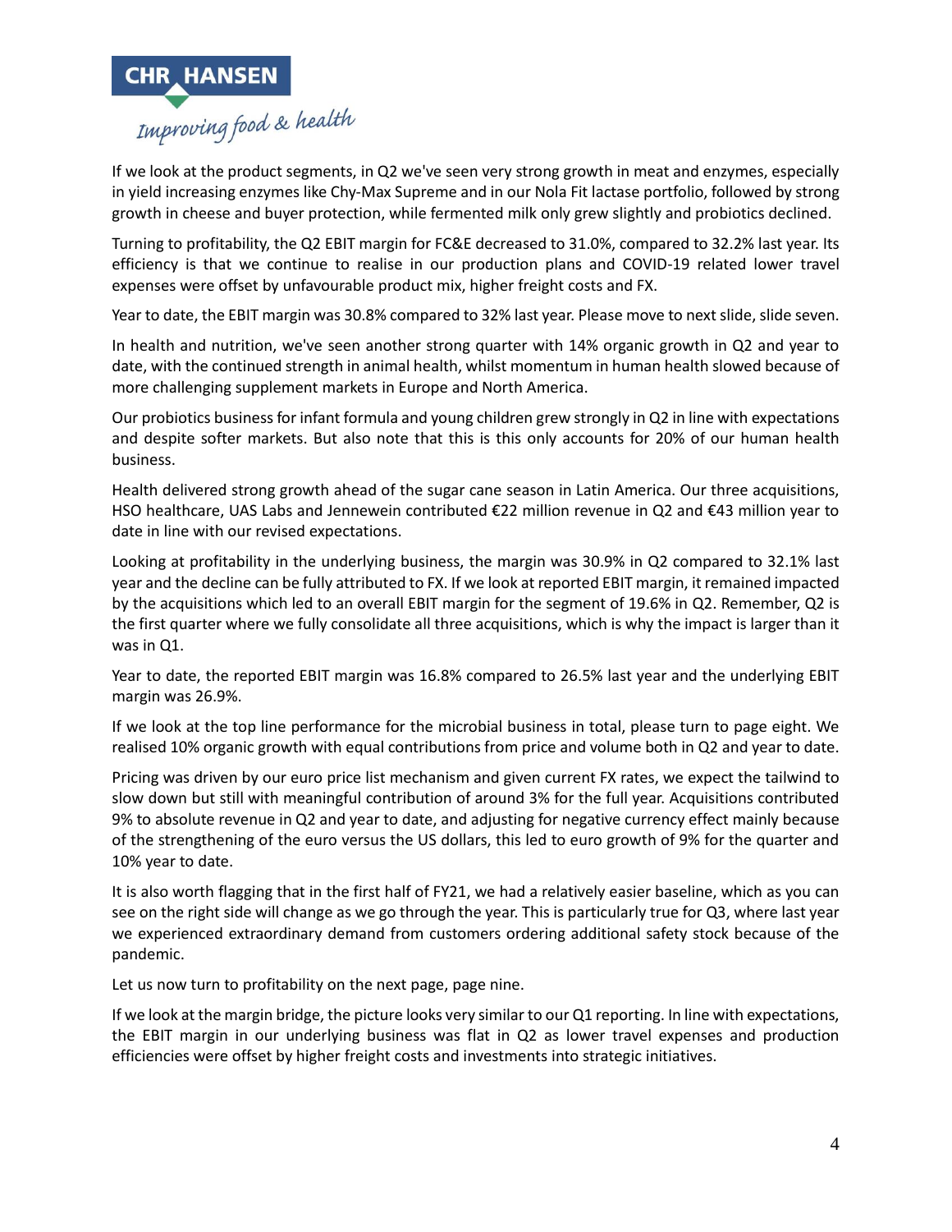If we look at the product segments, in Q2 we've seen very strong growth in meat and enzymes, especially in yield increasing enzymes like Chy-Max Supreme and in our Nola Fit lactase portfolio, followed by strong growth in cheese and buyer protection, while fermented milk only grew slightly and probiotics declined.

Turning to profitability, the Q2 EBIT margin for FC&E decreased to 31.0%, compared to 32.2% last year. Its efficiency is that we continue to realise in our production plans and COVID-19 related lower travel expenses were offset by unfavourable product mix, higher freight costs and FX.

Year to date, the EBIT margin was 30.8% compared to 32% last year. Please move to next slide, slide seven.

In health and nutrition, we've seen another strong quarter with 14% organic growth in Q2 and year to date, with the continued strength in animal health, whilst momentum in human health slowed because of more challenging supplement markets in Europe and North America.

Our probiotics business for infant formula and young children grew strongly in Q2 in line with expectations and despite softer markets. But also note that this is this only accounts for 20% of our human health business.

Health delivered strong growth ahead of the sugar cane season in Latin America. Our three acquisitions, HSO healthcare, UAS Labs and Jennewein contributed €22 million revenue in Q2 and €43 million year to date in line with our revised expectations.

Looking at profitability in the underlying business, the margin was 30.9% in Q2 compared to 32.1% last year and the decline can be fully attributed to FX. If we look at reported EBIT margin, it remained impacted by the acquisitions which led to an overall EBIT margin for the segment of 19.6% in Q2. Remember, Q2 is the first quarter where we fully consolidate all three acquisitions, which is why the impact is larger than it was in Q1.

Year to date, the reported EBIT margin was 16.8% compared to 26.5% last year and the underlying EBIT margin was 26.9%.

If we look at the top line performance for the microbial business in total, please turn to page eight. We realised 10% organic growth with equal contributions from price and volume both in Q2 and year to date.

Pricing was driven by our euro price list mechanism and given current FX rates, we expect the tailwind to slow down but still with meaningful contribution of around 3% for the full year. Acquisitions contributed 9% to absolute revenue in Q2 and year to date, and adjusting for negative currency effect mainly because of the strengthening of the euro versus the US dollars, this led to euro growth of 9% for the quarter and 10% year to date.

It is also worth flagging that in the first half of FY21, we had a relatively easier baseline, which as you can see on the right side will change as we go through the year. This is particularly true for Q3, where last year we experienced extraordinary demand from customers ordering additional safety stock because of the pandemic.

Let us now turn to profitability on the next page, page nine.

If we look at the margin bridge, the picture looks very similar to our Q1 reporting. In line with expectations, the EBIT margin in our underlying business was flat in Q2 as lower travel expenses and production efficiencies were offset by higher freight costs and investments into strategic initiatives.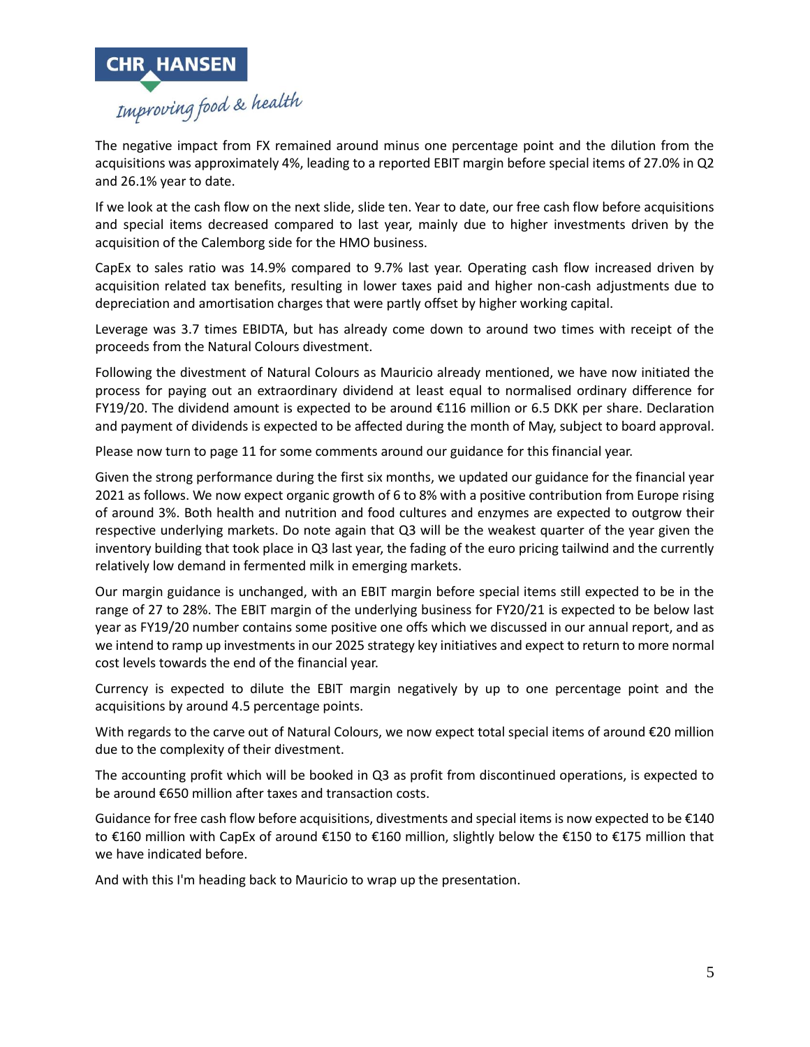The negative impact from FX remained around minus one percentage point and the dilution from the acquisitions was approximately 4%, leading to a reported EBIT margin before special items of 27.0% in Q2 and 26.1% year to date.

If we look at the cash flow on the next slide, slide ten. Year to date, our free cash flow before acquisitions and special items decreased compared to last year, mainly due to higher investments driven by the acquisition of the Calemborg side for the HMO business.

CapEx to sales ratio was 14.9% compared to 9.7% last year. Operating cash flow increased driven by acquisition related tax benefits, resulting in lower taxes paid and higher non-cash adjustments due to depreciation and amortisation charges that were partly offset by higher working capital.

Leverage was 3.7 times EBIDTA, but has already come down to around two times with receipt of the proceeds from the Natural Colours divestment.

Following the divestment of Natural Colours as Mauricio already mentioned, we have now initiated the process for paying out an extraordinary dividend at least equal to normalised ordinary difference for FY19/20. The dividend amount is expected to be around €116 million or 6.5 DKK per share. Declaration and payment of dividends is expected to be affected during the month of May, subject to board approval.

Please now turn to page 11 for some comments around our guidance for this financial year.

Given the strong performance during the first six months, we updated our guidance for the financial year 2021 as follows. We now expect organic growth of 6 to 8% with a positive contribution from Europe rising of around 3%. Both health and nutrition and food cultures and enzymes are expected to outgrow their respective underlying markets. Do note again that Q3 will be the weakest quarter of the year given the inventory building that took place in Q3 last year, the fading of the euro pricing tailwind and the currently relatively low demand in fermented milk in emerging markets.

Our margin guidance is unchanged, with an EBIT margin before special items still expected to be in the range of 27 to 28%. The EBIT margin of the underlying business for FY20/21 is expected to be below last year as FY19/20 number contains some positive one offs which we discussed in our annual report, and as we intend to ramp up investments in our 2025 strategy key initiatives and expect to return to more normal cost levels towards the end of the financial year.

Currency is expected to dilute the EBIT margin negatively by up to one percentage point and the acquisitions by around 4.5 percentage points.

With regards to the carve out of Natural Colours, we now expect total special items of around €20 million due to the complexity of their divestment.

The accounting profit which will be booked in Q3 as profit from discontinued operations, is expected to be around €650 million after taxes and transaction costs.

Guidance for free cash flow before acquisitions, divestments and special items is now expected to be €140 to €160 million with CapEx of around €150 to €160 million, slightly below the €150 to €175 million that we have indicated before.

And with this I'm heading back to Mauricio to wrap up the presentation.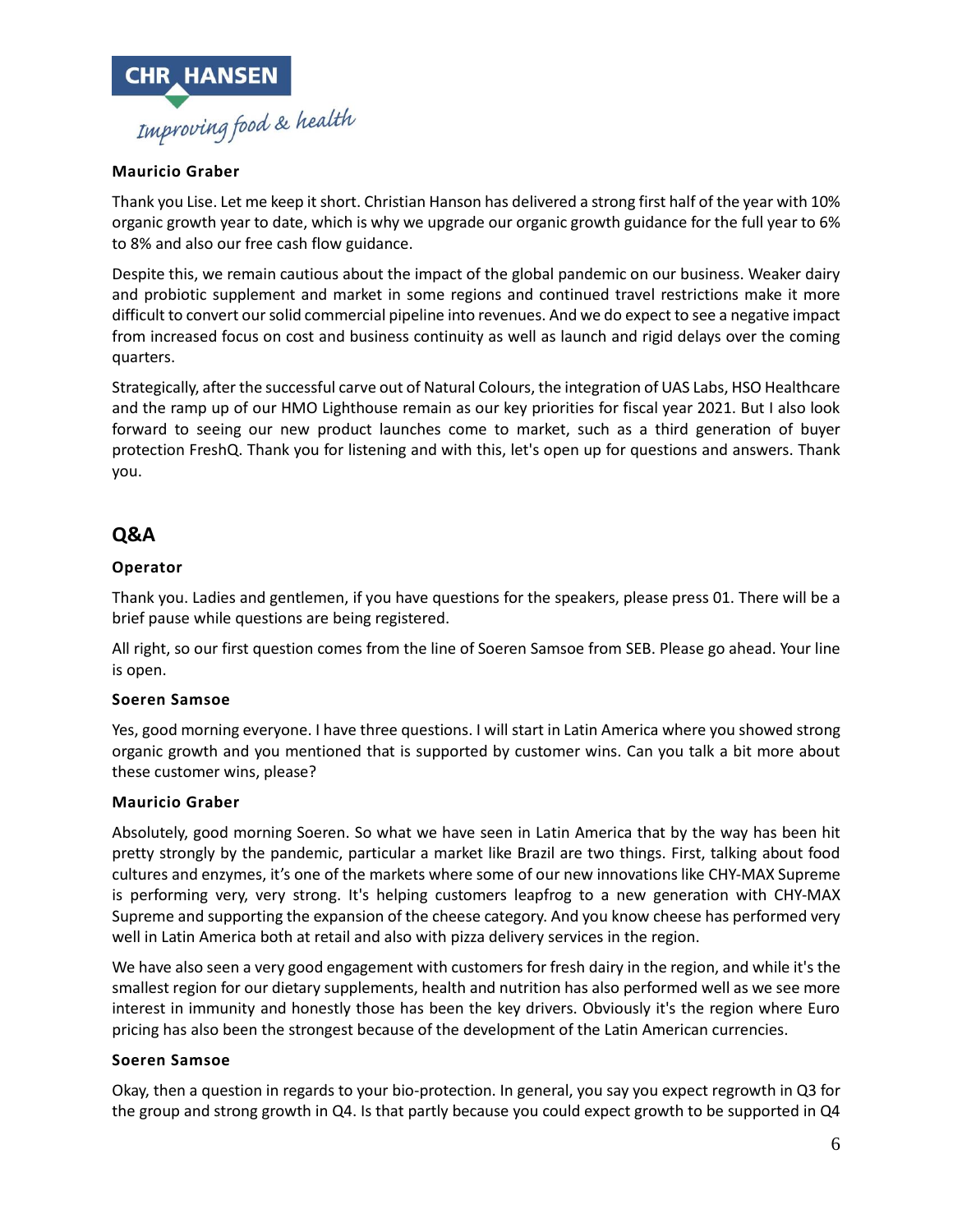**Mauricio Graber**

Thank you Lise. Let me keep it short. Christian Hanson has delivered a strong first half of the year with 10% organic growth year to date, which is why we upgrade our organic growth guidance for the full year to 6% to 8% and also our free cash flow guidance.

Despite this, we remain cautious about the impact of the global pandemic on our business. Weaker dairy and probiotic supplement and market in some regions and continued travel restrictions make it more difficult to convert our solid commercial pipeline into revenues. And we do expect to see a negative impact from increased focus on cost and business continuity as well as launch and rigid delays over the coming quarters.

Strategically, after the successful carve out of Natural Colours, the integration of UAS Labs, HSO Healthcare and the ramp up of our HMO Lighthouse remain as our key priorities for fiscal year 2021. But I also look forward to seeing our new product launches come to market, such as a third generation of buyer protection FreshQ. Thank you for listening and with this, let's open up for questions and answers. Thank you.

## Q&A

**Operator**

Thank you. Ladies and gentlemen, if you have questions for the speakers, please press 01. There will be a brief pause while questions are being registered.

All right, so our first question comes from the line of Soeren Samsoe from SEB. Please go ahead. Your line is open.

**Soeren Samsoe**

Yes, good morning everyone. I have three questions. I will start in Latin America where you showed strong organic growth and you mentioned that is supported by customer wins. Can you talk a bit more about these customer wins, please?

**Mauricio Graber**

Absolutely, good morning Soeren. So what we have seen in Latin America that by the way has been hit pretty strongly by the pandemic, particular a market like Brazil are two things. First, talking about food cultures and enzymes, it's one of the markets where some of our new innovations like CHY-MAX Supreme is performing very, very strong. It's helping customers leapfrog to a new generation with CHY-MAX Supreme and supporting the expansion of the cheese category. And you know cheese has performed very well in Latin America both at retail and also with pizza delivery services in the region.

We have also seen a very good engagement with customers for fresh dairy in the region, and while it's the smallest region for our dietary supplements, health and nutrition has also performed well as we see more interest in immunity and honestly those has been the key drivers. Obviously it's the region where Euro pricing has also been the strongest because of the development of the Latin American currencies.

**Soeren Samsoe**

Okay, then a question in regards to your bio-protection. In general, you say you expect regrowth in Q3 for the group and strong growth in Q4. Is that partly because you could expect growth to be supported in Q4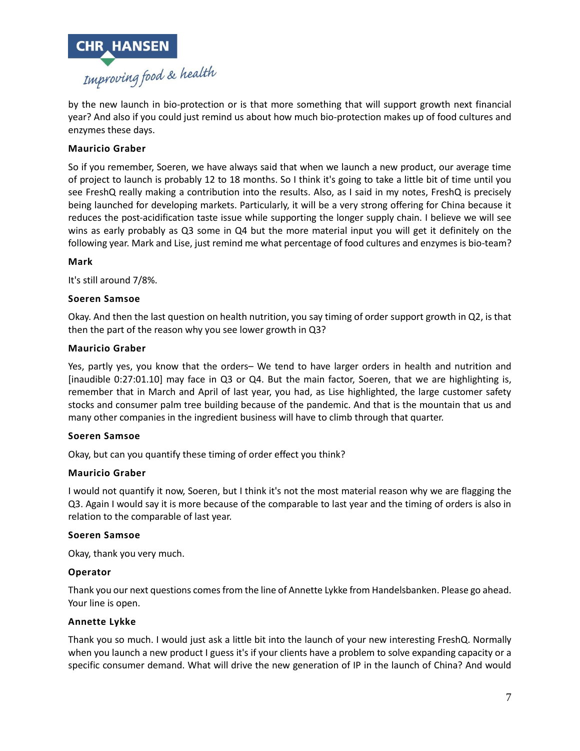by the new launch in bio-protection or is that more something that will support growth next financial year? And also if you could just remind us about how much bio-protection makes up of food cultures and enzymes these days.

**Mauricio Graber**

So if you remember, Soeren, we have always said that when we launch a new product, our average time of project to launch is probably 12 to 18 months. So I think it's going to take a little bit of time until you see FreshQ really making a contribution into the results. Also, as I said in my notes, FreshQ is precisely being launched for developing markets. Particularly, it will be a very strong offering for China because it reduces the post-acidification taste issue while supporting the longer supply chain. I believe we will see wins as early probably as Q3 some in Q4 but the more material input you will get it definitely on the following year. Mark and Lise, just remind me what percentage of food cultures and enzymes is bio-team?

**Mark**

It's still around 7/8%.

**Soeren Samsoe**

Okay. And then the last question on health nutrition, you say timing of order support growth in Q2, is that then the part of the reason why you see lower growth in Q3?

**Mauricio Graber**

Yes, partly yes, you know that the orders– We tend to have larger orders in health and nutrition and [inaudible 0:27:01.10] may face in Q3 or Q4. But the main factor, Soeren, that we are highlighting is, remember that in March and April of last year, you had, as Lise highlighted, the large customer safety stocks and consumer palm tree building because of the pandemic. And that is the mountain that us and many other companies in the ingredient business will have to climb through that quarter.

**Soeren Samsoe**

Okay, but can you quantify these timing of order effect you think?

**Mauricio Graber**

I would not quantify it now, Soeren, but I think it's not the most material reason why we are flagging the Q3. Again I would say it is more because of the comparable to last year and the timing of orders is also in relation to the comparable of last year.

**Soeren Samsoe**

Okay, thank you very much.

**Operator**

Thank you our next questions comes from the line of Annette Lykke from Handelsbanken. Please go ahead. Your line is open.

**Annette Lykke**

Thank you so much. I would just ask a little bit into the launch of your new interesting FreshQ. Normally when you launch a new product I guess it's if your clients have a problem to solve expanding capacity or a specific consumer demand. What will drive the new generation of IP in the launch of China? And would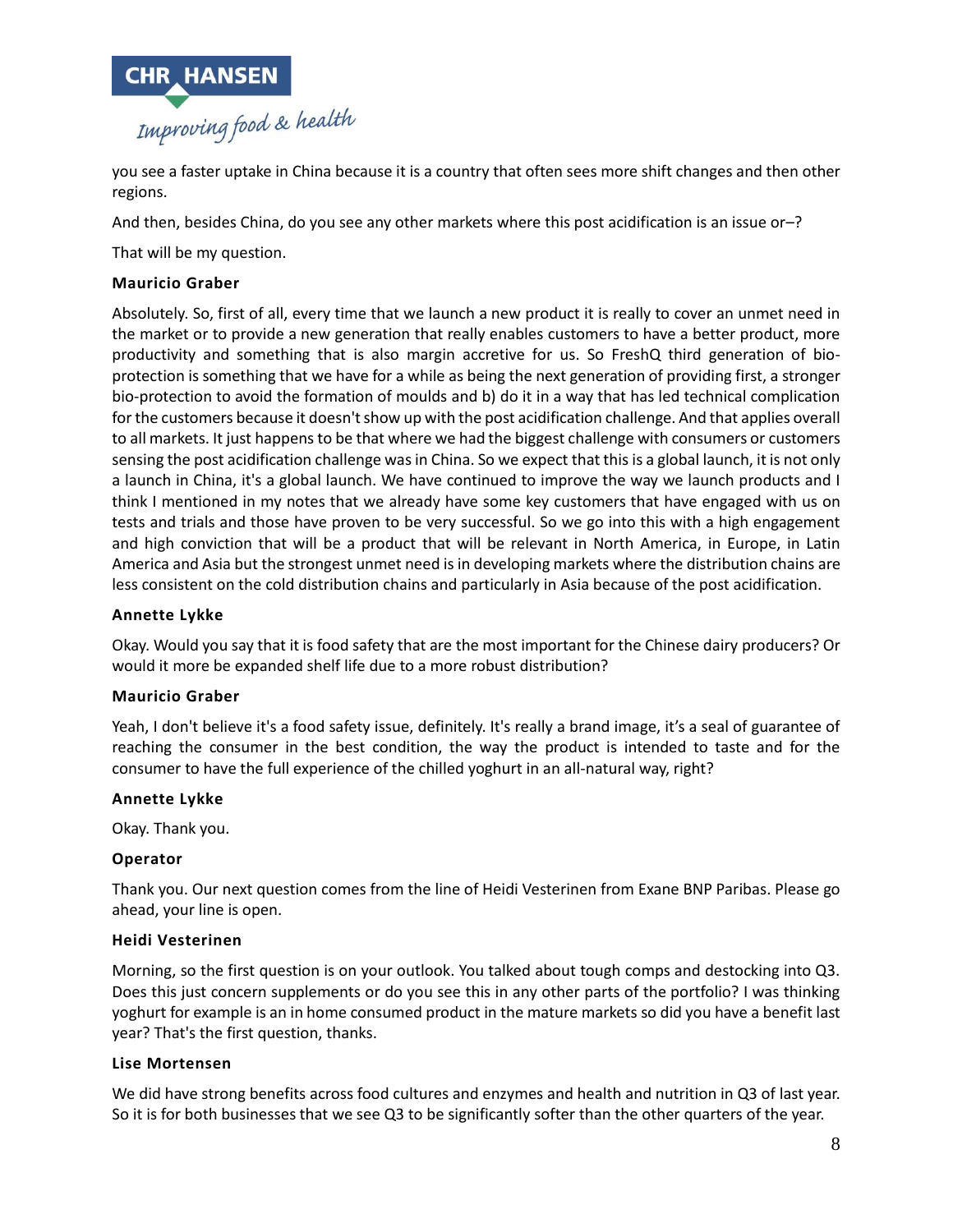you see a faster uptake in China because it is a country that often sees more shift changes and then other regions.

And then, besides China, do you see any other markets where this post acidification is an issue or–?

That will be my question.

**Mauricio Graber**

Absolutely. So, first of all, every time that we launch a new product it is really to cover an unmet need in the market or to provide a new generation that really enables customers to have a better product, more productivity and something that is also margin accretive for us. So FreshQ third generation of bio-protection is something that we have for a while as being the next generation of providing first, a stronger bio-protection to avoid the formation of moulds and b) do it in a way that has led technical complication for the customers because it doesn't show up with the post acidification challenge. And that applies overall to all markets. It just happens to be that where we had the biggest challenge with consumers or customers sensing the post acidification challenge was in China. So we expect that this is a global launch, it is not only a launch in China, it's a global launch. We have continued to improve the way we launch products and I think I mentioned in my notes that we already have some key customers that have engaged with us on tests and trials and those have proven to be very successful. So we go into this with a high engagement and high conviction that will be a product that will be relevant in North America, in Europe, in Latin America and Asia but the strongest unmet need is in developing markets where the distribution chains are less consistent on the cold distribution chains and particularly in Asia because of the post acidification.

**Annette Lykke**

Okay. Would you say that it is food safety that are the most important for the Chinese dairy producers? Or would it more be expanded shelf life due to a more robust distribution?

**Mauricio Graber**

Yeah, I don't believe it's a food safety issue, definitely. It's really a brand image, it's a seal of guarantee of reaching the consumer in the best condition, the way the product is intended to taste and for the consumer to have the full experience of the chilled yoghurt in an all-natural way, right?

**Annette Lykke**

Okay. Thank you.

**Operator**

Thank you. Our next question comes from the line of Heidi Vesterinen from Exane BNP Paribas. Please go ahead, your line is open.

**Heidi Vesterinen**

Morning, so the first question is on your outlook. You talked about tough comps and destocking into Q3. Does this just concern supplements or do you see this in any other parts of the portfolio? I was thinking yoghurt for example is an in home consumed product in the mature markets so did you have a benefit last year? That's the first question, thanks.

**Lise Mortensen**

We did have strong benefits across food cultures and enzymes and health and nutrition in Q3 of last year. So it is for both businesses that we see Q3 to be significantly softer than the other quarters of the year.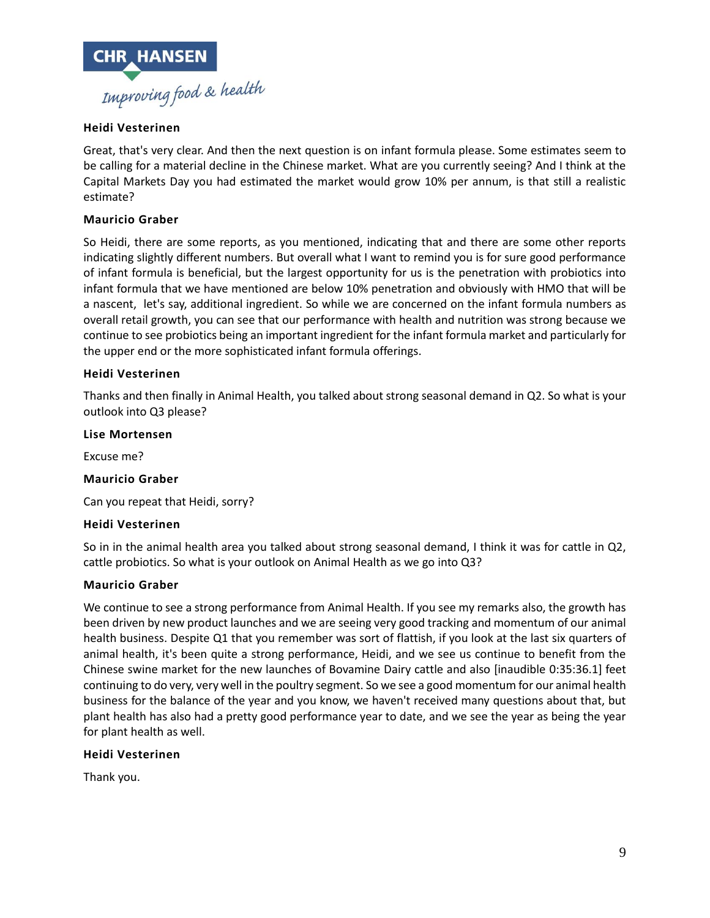**Heidi Vesterinen**

Great, that's very clear. And then the next question is on infant formula please. Some estimates seem to be calling for a material decline in the Chinese market. What are you currently seeing? And I think at the Capital Markets Day you had estimated the market would grow 10% per annum, is that still a realistic estimate?

**Mauricio Graber**

So Heidi, there are some reports, as you mentioned, indicating that and there are some other reports indicating slightly different numbers. But overall what I want to remind you is for sure good performance of infant formula is beneficial, but the largest opportunity for us is the penetration with probiotics into infant formula that we have mentioned are below 10% penetration and obviously with HMO that will be a nascent, let's say, additional ingredient. So while we are concerned on the infant formula numbers as overall retail growth, you can see that our performance with health and nutrition was strong because we continue to see probiotics being an important ingredient for the infant formula market and particularly for the upper end or the more sophisticated infant formula offerings.

**Heidi Vesterinen**

Thanks and then finally in Animal Health, you talked about strong seasonal demand in Q2. So what is your outlook into Q3 please?

**Lise Mortensen**

Excuse me?

**Mauricio Graber**

Can you repeat that Heidi, sorry?

**Heidi Vesterinen**

So in in the animal health area you talked about strong seasonal demand, I think it was for cattle in Q2, cattle probiotics. So what is your outlook on Animal Health as we go into Q3?

**Mauricio Graber**

We continue to see a strong performance from Animal Health. If you see my remarks also, the growth has been driven by new product launches and we are seeing very good tracking and momentum of our animal health business. Despite Q1 that you remember was sort of flattish, if you look at the last six quarters of animal health, it's been quite a strong performance, Heidi, and we see us continue to benefit from the Chinese swine market for the new launches of Bovamine Dairy cattle and also [inaudible 0:35:36.1] feet continuing to do very, very well in the poultry segment. So we see a good momentum for our animal health business for the balance of the year and you know, we haven't received many questions about that, but plant health has also had a pretty good performance year to date, and we see the year as being the year for plant health as well.

**Heidi Vesterinen**

Thank you.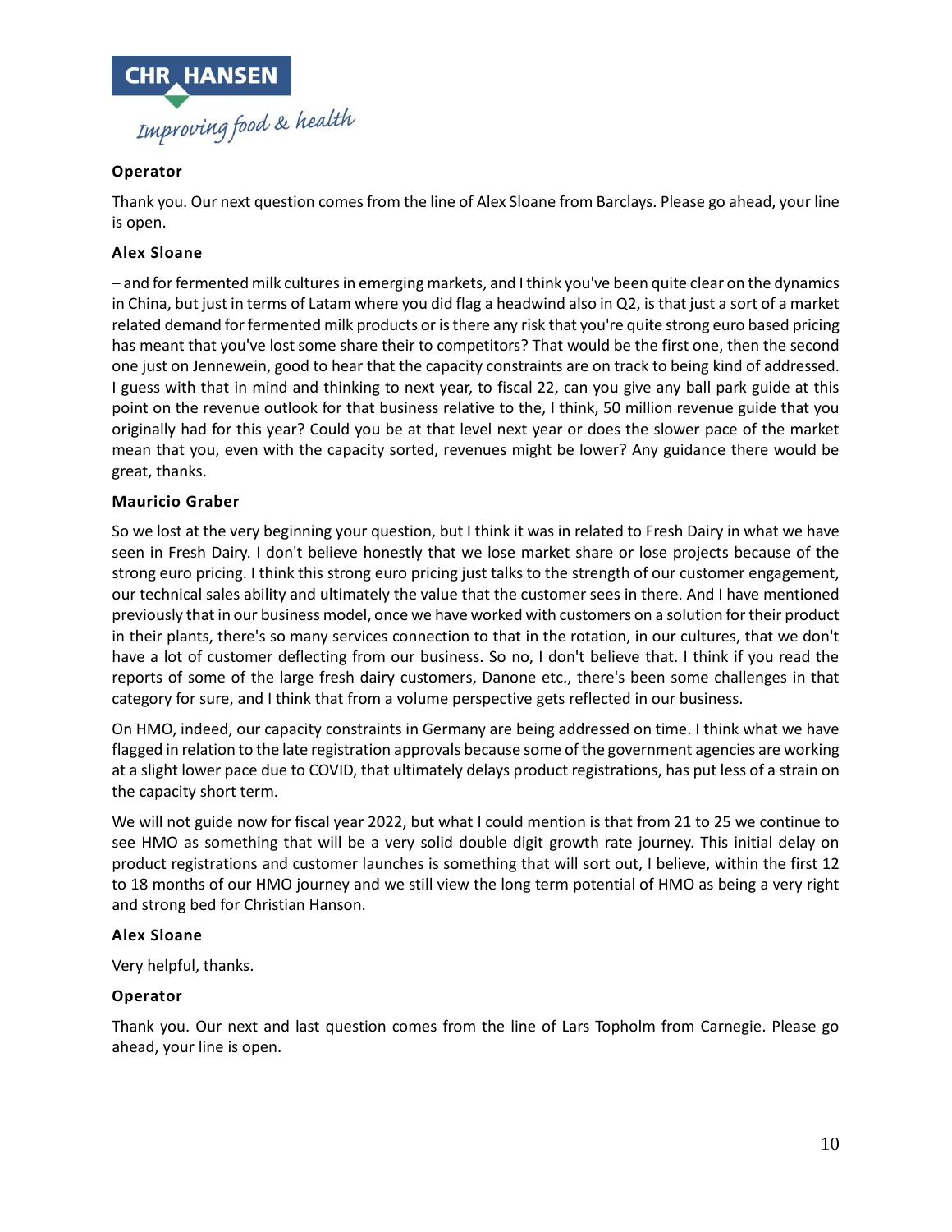**Operator**

Thank you. Our next question comes from the line of Alex Sloane from Barclays. Please go ahead, your line is open.

**Alex Sloane**

– and for fermented milk cultures in emerging markets, and I think you've been quite clear on the dynamics in China, but just in terms of Latam where you did flag a headwind also in Q2, is that just a sort of a market related demand for fermented milk products or is there any risk that you're quite strong euro based pricing has meant that you've lost some share their to competitors? That would be the first one, then the second one just on Jennewein, good to hear that the capacity constraints are on track to being kind of addressed. I guess with that in mind and thinking to next year, to fiscal 22, can you give any ball park guide at this point on the revenue outlook for that business relative to the, I think, 50 million revenue guide that you originally had for this year? Could you be at that level next year or does the slower pace of the market mean that you, even with the capacity sorted, revenues might be lower? Any guidance there would be great, thanks.

**Mauricio Graber**

So we lost at the very beginning your question, but I think it was in related to Fresh Dairy in what we have seen in Fresh Dairy. I don't believe honestly that we lose market share or lose projects because of the strong euro pricing. I think this strong euro pricing just talks to the strength of our customer engagement, our technical sales ability and ultimately the value that the customer sees in there. And I have mentioned previously that in our business model, once we have worked with customers on a solution for their product in their plants, there's so many services connection to that in the rotation, in our cultures, that we don't have a lot of customer deflecting from our business. So no, I don't believe that. I think if you read the reports of some of the large fresh dairy customers, Danone etc., there's been some challenges in that category for sure, and I think that from a volume perspective gets reflected in our business.

On HMO, indeed, our capacity constraints in Germany are being addressed on time. I think what we have flagged in relation to the late registration approvals because some of the government agencies are working at a slight lower pace due to COVID, that ultimately delays product registrations, has put less of a strain on the capacity short term.

We will not guide now for fiscal year 2022, but what I could mention is that from 21 to 25 we continue to see HMO as something that will be a very solid double digit growth rate journey. This initial delay on product registrations and customer launches is something that will sort out, I believe, within the first 12 to 18 months of our HMO journey and we still view the long term potential of HMO as being a very right and strong bed for Christian Hanson.

**Alex Sloane**

Very helpful, thanks.

**Operator**

Thank you. Our next and last question comes from the line of Lars Topholm from Carnegie. Please go ahead, your line is open.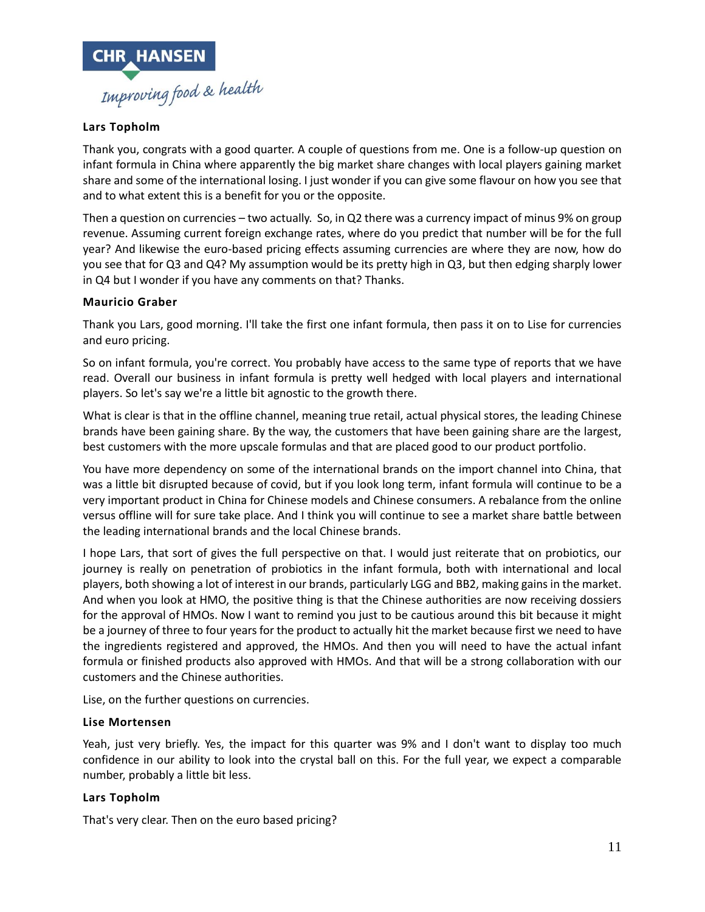**Lars Topholm**

Thank you, congrats with a good quarter. A couple of questions from me. One is a follow-up question on infant formula in China where apparently the big market share changes with local players gaining market share and some of the international losing. I just wonder if you can give some flavour on how you see that and to what extent this is a benefit for you or the opposite.

Then a question on currencies – two actually. So, in Q2 there was a currency impact of minus 9% on group revenue. Assuming current foreign exchange rates, where do you predict that number will be for the full year? And likewise the euro-based pricing effects assuming currencies are where they are now, how do you see that for Q3 and Q4? My assumption would be its pretty high in Q3, but then edging sharply lower in Q4 but I wonder if you have any comments on that? Thanks.

**Mauricio Graber**

Thank you Lars, good morning. I'll take the first one infant formula, then pass it on to Lise for currencies and euro pricing.

So on infant formula, you're correct. You probably have access to the same type of reports that we have read. Overall our business in infant formula is pretty well hedged with local players and international players. So let's say we're a little bit agnostic to the growth there.

What is clear is that in the offline channel, meaning true retail, actual physical stores, the leading Chinese brands have been gaining share. By the way, the customers that have been gaining share are the largest, best customers with the more upscale formulas and that are placed good to our product portfolio.

You have more dependency on some of the international brands on the import channel into China, that was a little bit disrupted because of covid, but if you look long term, infant formula will continue to be a very important product in China for Chinese models and Chinese consumers. A rebalance from the online versus offline will for sure take place. And I think you will continue to see a market share battle between the leading international brands and the local Chinese brands.

I hope Lars, that sort of gives the full perspective on that. I would just reiterate that on probiotics, our journey is really on penetration of probiotics in the infant formula, both with international and local players, both showing a lot of interest in our brands, particularly LGG and BB2, making gains in the market. And when you look at HMO, the positive thing is that the Chinese authorities are now receiving dossiers for the approval of HMOs. Now I want to remind you just to be cautious around this bit because it might be a journey of three to four years for the product to actually hit the market because first we need to have the ingredients registered and approved, the HMOs. And then you will need to have the actual infant formula or finished products also approved with HMOs. And that will be a strong collaboration with our customers and the Chinese authorities.

Lise, on the further questions on currencies.

**Lise Mortensen**

Yeah, just very briefly. Yes, the impact for this quarter was 9% and I don't want to display too much confidence in our ability to look into the crystal ball on this. For the full year, we expect a comparable number, probably a little bit less.

**Lars Topholm**

That's very clear. Then on the euro based pricing?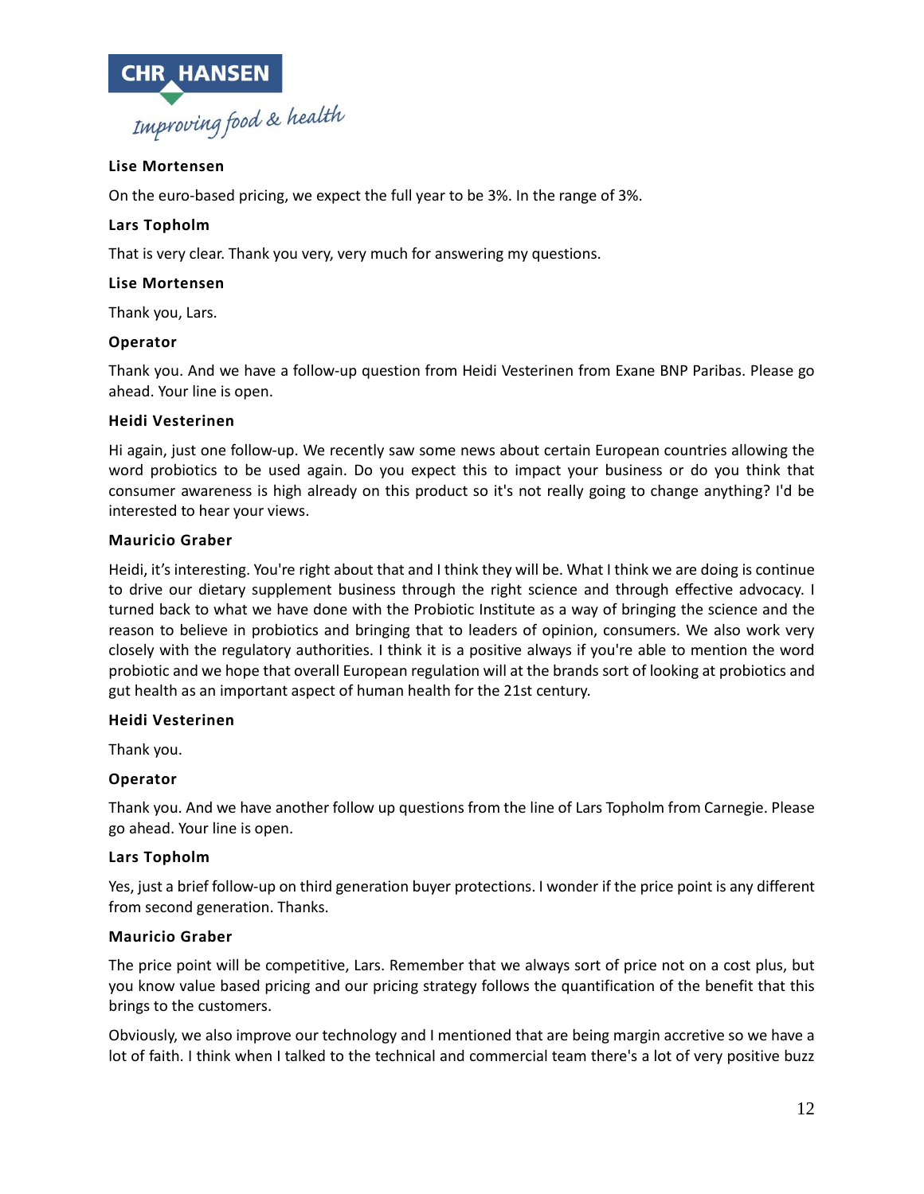**Lise Mortensen**

On the euro-based pricing, we expect the full year to be 3%. In the range of 3%.

**Lars Topholm**

That is very clear. Thank you very, very much for answering my questions.

**Lise Mortensen**

Thank you, Lars.

**Operator**

Thank you. And we have a follow-up question from Heidi Vesterinen from Exane BNP Paribas. Please go ahead. Your line is open.

**Heidi Vesterinen**

Hi again, just one follow-up. We recently saw some news about certain European countries allowing the word probiotics to be used again. Do you expect this to impact your business or do you think that consumer awareness is high already on this product so it's not really going to change anything? I'd be interested to hear your views.

**Mauricio Graber**

Heidi, it's interesting. You're right about that and I think they will be. What I think we are doing is continue to drive our dietary supplement business through the right science and through effective advocacy. I turned back to what we have done with the Probiotic Institute as a way of bringing the science and the reason to believe in probiotics and bringing that to leaders of opinion, consumers. We also work very closely with the regulatory authorities. I think it is a positive always if you're able to mention the word probiotic and we hope that overall European regulation will at the brands sort of looking at probiotics and gut health as an important aspect of human health for the 21st century.

**Heidi Vesterinen**

Thank you.

**Operator**

Thank you. And we have another follow up questions from the line of Lars Topholm from Carnegie. Please go ahead. Your line is open.

**Lars Topholm**

Yes, just a brief follow-up on third generation buyer protections. I wonder if the price point is any different from second generation. Thanks.

**Mauricio Graber**

The price point will be competitive, Lars. Remember that we always sort of price not on a cost plus, but you know value based pricing and our pricing strategy follows the quantification of the benefit that this brings to the customers.

Obviously, we also improve our technology and I mentioned that are being margin accretive so we have a lot of faith. I think when I talked to the technical and commercial team there's a lot of very positive buzz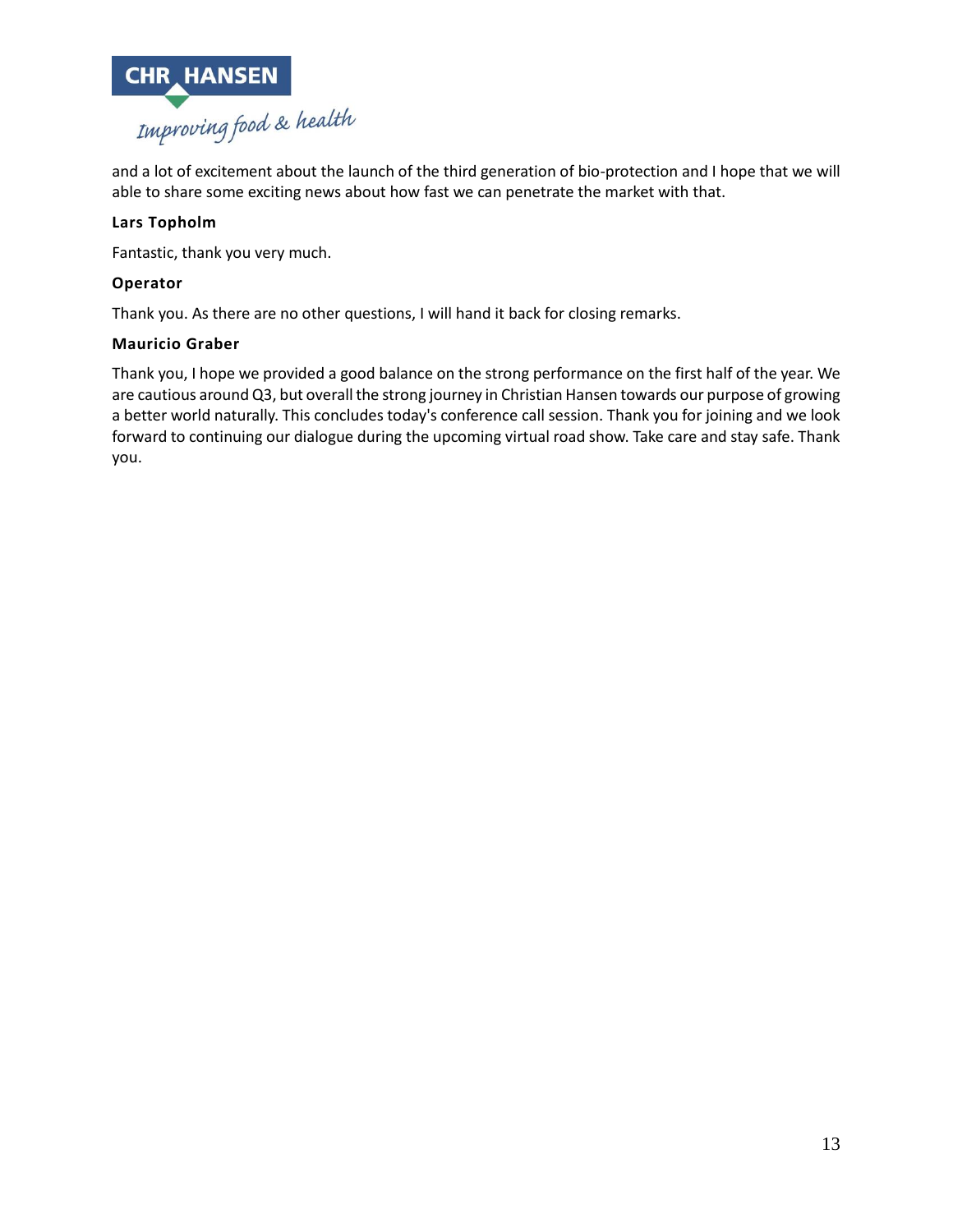and a lot of excitement about the launch of the third generation of bio-protection and I hope that we will able to share some exciting news about how fast we can penetrate the market with that.

**Lars Topholm**

Fantastic, thank you very much.

**Operator**

Thank you. As there are no other questions, I will hand it back for closing remarks.

**Mauricio Graber**

Thank you, I hope we provided a good balance on the strong performance on the first half of the year. We are cautious around Q3, but overall the strong journey in Christian Hansen towards our purpose of growing a better world naturally. This concludes today's conference call session. Thank you for joining and we look forward to continuing our dialogue during the upcoming virtual road show. Take care and stay safe. Thank you.